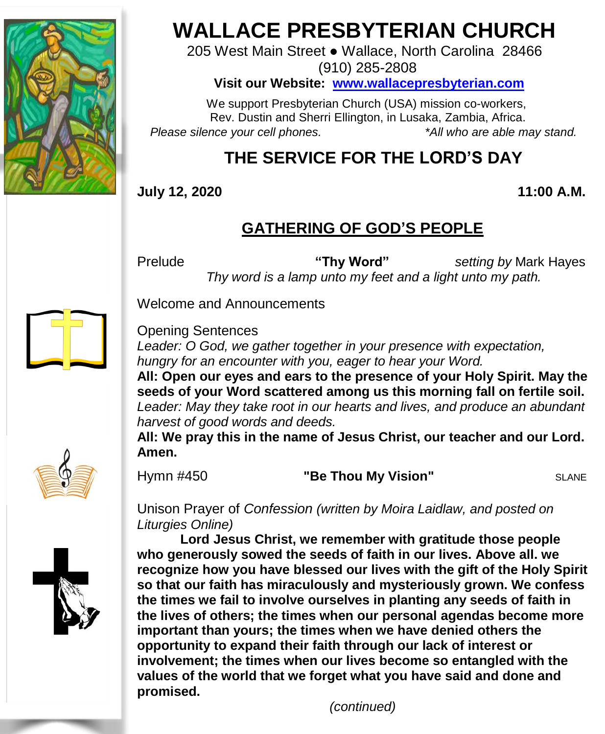# WALLACE PRESBYTERIAN CHURCH

205 West Main Street ● Wallace, North Carolina 28466
(910) 285-2808

**Visit our Website: www.wallacepresbyterian.com**

We support Presbyterian Church (USA) mission co-workers,
Rev. Dustin and Sherri Ellington, in Lusaka, Zambia, Africa.

*Please silence your cell phones.* *\*All who are able may stand.*

## THE SERVICE FOR THE LORD'S DAY

**July 12, 2020** **11:00 A.M.**

### GATHERING OF GOD'S PEOPLE

Prelude **"Thy Word"** *setting by* Mark Hayes
*Thy word is a lamp unto my feet and a light unto my path.*

Welcome and Announcements

Opening Sentences
*Leader: O God, we gather together in your presence with expectation, hungry for an encounter with you, eager to hear your Word.*
**All: Open our eyes and ears to the presence of your Holy Spirit. May the seeds of your Word scattered among us this morning fall on fertile soil.**
*Leader: May they take root in our hearts and lives, and produce an abundant harvest of good words and deeds.*
**All: We pray this in the name of Jesus Christ, our teacher and our Lord. Amen.**

Hymn #450 **"Be Thou My Vision"** SLANE

Unison Prayer of *Confession (written by Moira Laidlaw, and posted on Liturgies Online)*

**Lord Jesus Christ, we remember with gratitude those people who generously sowed the seeds of faith in our lives. Above all. we recognize how you have blessed our lives with the gift of the Holy Spirit so that our faith has miraculously and mysteriously grown. We confess the times we fail to involve ourselves in planting any seeds of faith in the lives of others; the times when our personal agendas become more important than yours; the times when we have denied others the opportunity to expand their faith through our lack of interest or involvement; the times when our lives become so entangled with the values of the world that we forget what you have said and done and promised.**

*(continued)*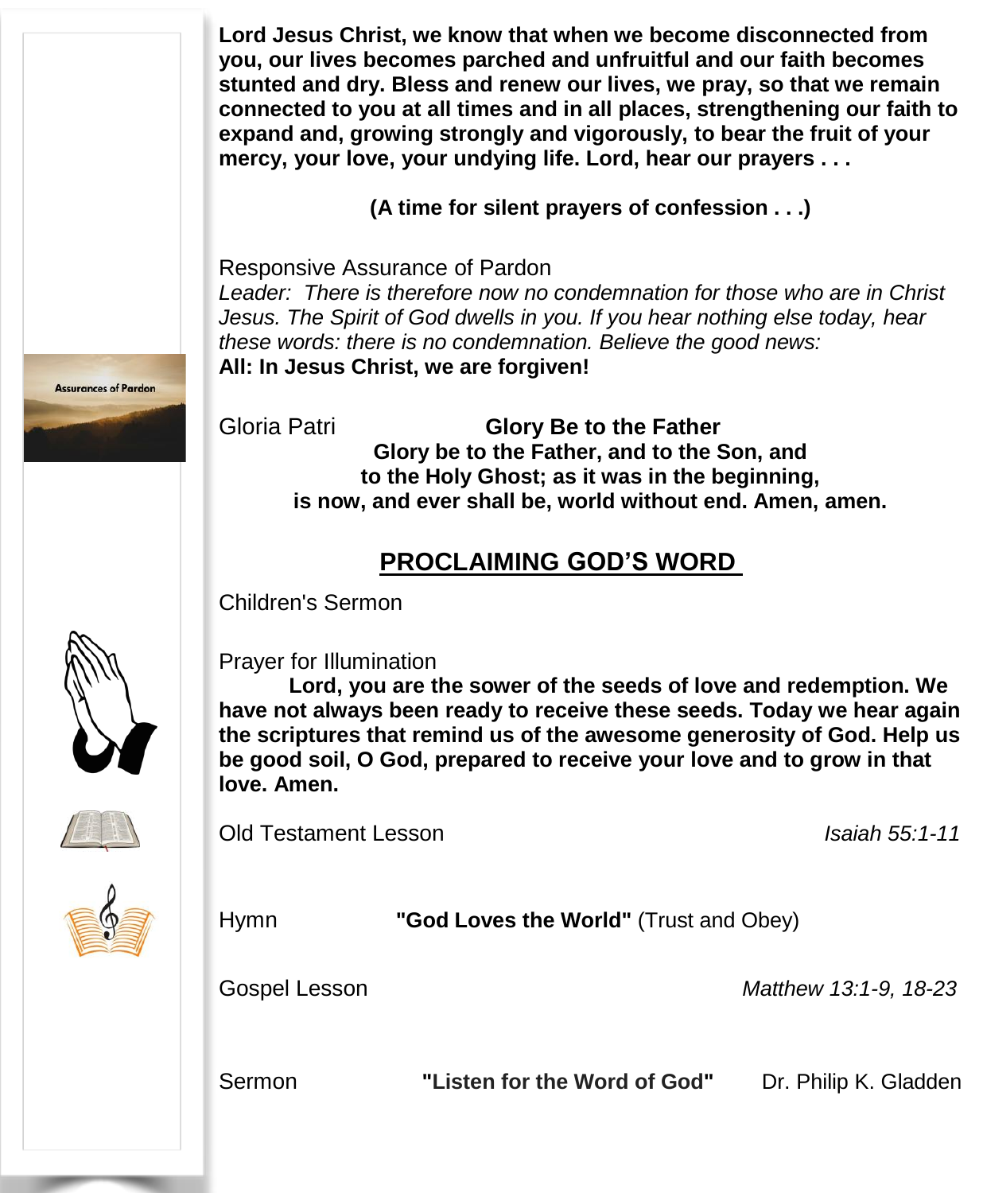**Lord Jesus Christ, we know that when we become disconnected from you, our lives becomes parched and unfruitful and our faith becomes stunted and dry. Bless and renew our lives, we pray, so that we remain connected to you at all times and in all places, strengthening our faith to expand and, growing strongly and vigorously, to bear the fruit of your mercy, your love, your undying life. Lord, hear our prayers . . .**

**(A time for silent prayers of confession . . .)**

Assurances of Pardon

Responsive Assurance of Pardon

*Leader: There is therefore now no condemnation for those who are in Christ Jesus. The Spirit of God dwells in you. If you hear nothing else today, hear these words: there is no condemnation. Believe the good news:*

**All: In Jesus Christ, we are forgiven!**

Gloria Patri **Glory Be to the Father**

**Glory be to the Father, and to the Son, and**
**to the Holy Ghost; as it was in the beginning,**
**is now, and ever shall be, world without end. Amen, amen.**

## PROCLAIMING GOD'S WORD

Children's Sermon

Prayer for Illumination

**Lord, you are the sower of the seeds of love and redemption. We have not always been ready to receive these seeds. Today we hear again the scriptures that remind us of the awesome generosity of God. Help us be good soil, O God, prepared to receive your love and to grow in that love. Amen.**

Old Testament Lesson *Isaiah 55:1-11*

Hymn **"God Loves the World"** (Trust and Obey)

Gospel Lesson *Matthew 13:1-9, 18-23*

Sermon **"Listen for the Word of God"** Dr. Philip K. Gladden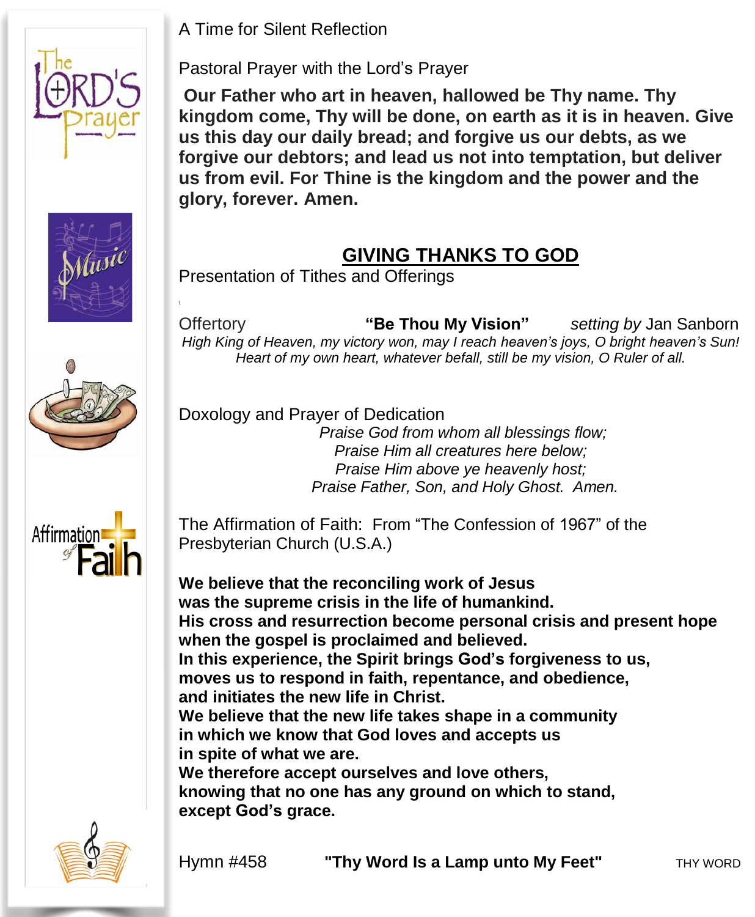A Time for Silent Reflection

Pastoral Prayer with the Lord's Prayer

**Our Father who art in heaven, hallowed be Thy name. Thy kingdom come, Thy will be done, on earth as it is in heaven. Give us this day our daily bread; and forgive us our debts, as we forgive our debtors; and lead us not into temptation, but deliver us from evil. For Thine is the kingdom and the power and the glory, forever. Amen.**

## GIVING THANKS TO GOD

Presentation of Tithes and Offerings

Offertory **"Be Thou My Vision"** *setting by* Jan Sanborn

*High King of Heaven, my victory won, may I reach heaven's joys, O bright heaven's Sun!*
*Heart of my own heart, whatever befall, still be my vision, O Ruler of all.*

Doxology and Prayer of Dedication

*Praise God from whom all blessings flow;*
*Praise Him all creatures here below;*
*Praise Him above ye heavenly host;*
*Praise Father, Son, and Holy Ghost. Amen.*

The Affirmation of Faith: From "The Confession of 1967" of the Presbyterian Church (U.S.A.)

**We believe that the reconciling work of Jesus**
**was the supreme crisis in the life of humankind.**
**His cross and resurrection become personal crisis and present hope**
**when the gospel is proclaimed and believed.**
**In this experience, the Spirit brings God's forgiveness to us,**
**moves us to respond in faith, repentance, and obedience,**
**and initiates the new life in Christ.**
**We believe that the new life takes shape in a community**
**in which we know that God loves and accepts us**
**in spite of what we are.**
**We therefore accept ourselves and love others,**
**knowing that no one has any ground on which to stand,**
**except God's grace.**

Hymn #458 **"Thy Word Is a Lamp unto My Feet"** THY WORD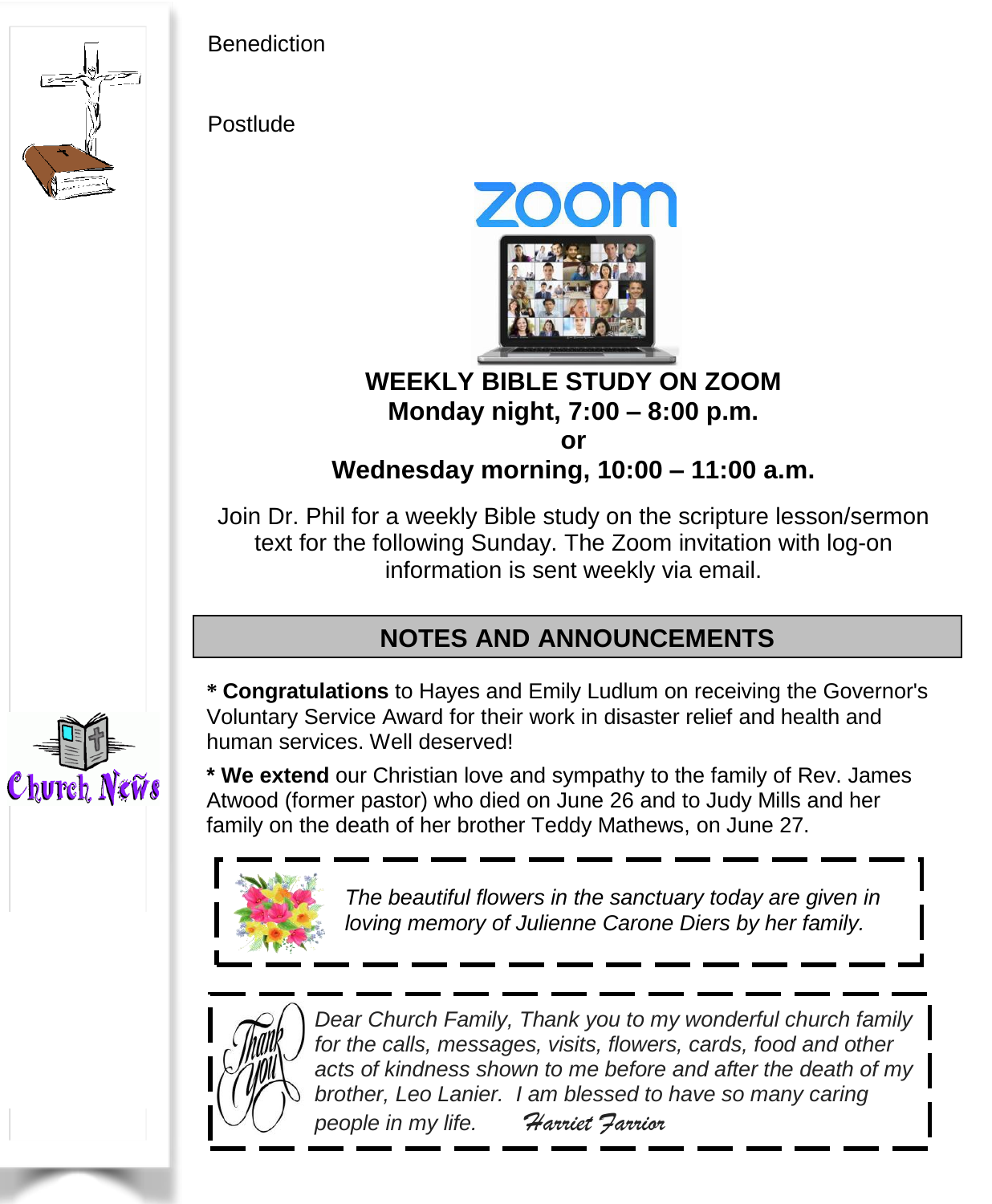Benediction

Postlude

zoom

**WEEKLY BIBLE STUDY ON ZOOM**
**Monday night, 7:00 – 8:00 p.m.**
**or**
**Wednesday morning, 10:00 – 11:00 a.m.**

Join Dr. Phil for a weekly Bible study on the scripture lesson/sermon text for the following Sunday. The Zoom invitation with log-on information is sent weekly via email.

## NOTES AND ANNOUNCEMENTS

Church News

* **Congratulations** to Hayes and Emily Ludlum on receiving the Governor's Voluntary Service Award for their work in disaster relief and health and human services. Well deserved!

* **We extend** our Christian love and sympathy to the family of Rev. James Atwood (former pastor) who died on June 26 and to Judy Mills and her family on the death of her brother Teddy Mathews, on June 27.

*The beautiful flowers in the sanctuary today are given in loving memory of Julienne Carone Diers by her family.*

Thank you

*Dear Church Family, Thank you to my wonderful church family for the calls, messages, visits, flowers, cards, food and other acts of kindness shown to me before and after the death of my brother, Leo Lanier. I am blessed to have so many caring people in my life.* Harriet Farrior